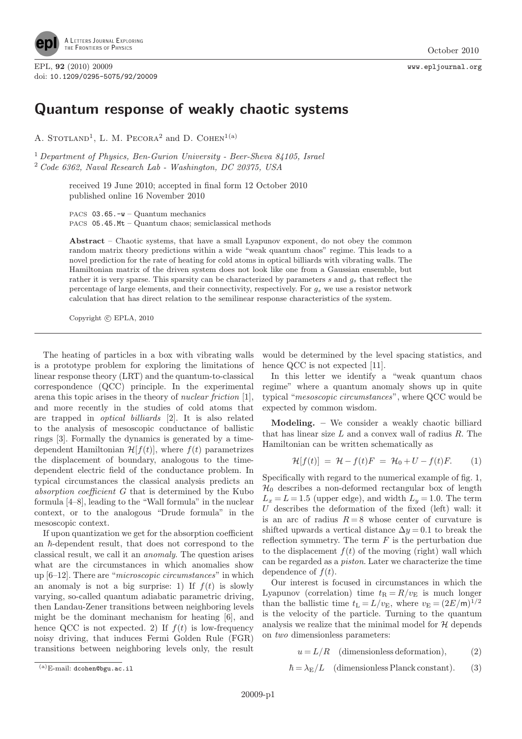# Quantum response of weakly chaotic systems

A. Stotland[1], L. M. Pecora[2] and D. Cohen[1(a)]

[1] *Department of Physics, Ben-Gurion University - Beer-Sheva 84105, Israel*
[2] *Code 6362, Naval Research Lab - Washington, DC 20375, USA*

received 19 June 2010; accepted in final form 12 October 2010
published online 16 November 2010

PACS 03.65.-w – Quantum mechanics
PACS 05.45.Mt – Quantum chaos; semiclassical methods

**Abstract** – Chaotic systems, that have a small Lyapunov exponent, do not obey the common random matrix theory predictions within a wide "weak quantum chaos" regime. This leads to a novel prediction for the rate of heating for cold atoms in optical billiards with vibrating walls. The Hamiltonian matrix of the driven system does not look like one from a Gaussian ensemble, but rather it is very sparse. This sparsity can be characterized by parameters $s$ and $g_s$ that reflect the percentage of large elements, and their connectivity, respectively. For $g_s$ we use a resistor network calculation that has direct relation to the semilinear response characteristics of the system.

Copyright © EPLA, 2010

The heating of particles in a box with vibrating walls is a prototype problem for exploring the limitations of linear response theory (LRT) and the quantum-to-classical correspondence (QCC) principle. In the experimental arena this topic arises in the theory of *nuclear friction* [1], and more recently in the studies of cold atoms that are trapped in *optical billiards* [2]. It is also related to the analysis of mesoscopic conductance of ballistic rings [3]. Formally the dynamics is generated by a time-dependent Hamiltonian $\mathcal{H}[f(t)]$, where $f(t)$ parametrizes the displacement of boundary, analogous to the time-dependent electric field of the conductance problem. In typical circumstances the classical analysis predicts an *absorption coefficient* $G$ that is determined by the Kubo formula [4–8], leading to the "Wall formula" in the nuclear context, or to the analogous "Drude formula" in the mesoscopic context.

If upon quantization we get for the absorption coefficient an $\hbar$-dependent result, that does not correspond to the classical result, we call it an *anomaly*. The question arises what are the circumstances in which anomalies show up [6–12]. There are "*microscopic circumstances*" in which an anomaly is not a big surprise: 1) If $f(t)$ is slowly varying, so-called quantum adiabatic parametric driving, then Landau-Zener transitions between neighboring levels might be the dominant mechanism for heating [6], and hence QCC is not expected. 2) If $f(t)$ is low-frequency noisy driving, that induces Fermi Golden Rule (FGR) transitions between neighboring levels only, the result would be determined by the level spacing statistics, and hence QCC is not expected [11].

In this letter we identify a "weak quantum chaos regime" where a quantum anomaly shows up in quite typical "*mesoscopic circumstances*", where QCC would be expected by common wisdom.

**Modeling.** – We consider a weakly chaotic billiard that has linear size $L$ and a convex wall of radius $R$. The Hamiltonian can be written schematically as

$$\mathcal{H}[f(t)] = \mathcal{H} - f(t)F = \mathcal{H}_0 + U - f(t)F. \qquad (1)$$

Specifically with regard to the numerical example of fig. 1, $\mathcal{H}_0$ describes a non-deformed rectangular box of length $L_x = L = 1.5$ (upper edge), and width $L_y = 1.0$. The term $U$ describes the deformation of the fixed (left) wall: it is an arc of radius $R = 8$ whose center of curvature is shifted upwards a vertical distance $\Delta y = 0.1$ to break the reflection symmetry. The term $F$ is the perturbation due to the displacement $f(t)$ of the moving (right) wall which can be regarded as a *piston*. Later we characterize the time dependence of $f(t)$.

Our interest is focused in circumstances in which the Lyapunov (correlation) time $t_R = R/v_E$ is much longer than the ballistic time $t_L = L/v_E$, where $v_E = (2E/\mathsf{m})^{1/2}$ is the velocity of the particle. Turning to the quantum analysis we realize that the minimal model for $\mathcal{H}$ depends on *two* dimensionless parameters:

$$u = L/R \quad \text{(dimensionless deformation)}, \qquad (2)$$

$$\hbar = \lambda_E/L \quad \text{(dimensionless Planck constant)}. \qquad (3)$$

(a) E-mail: dcohen@bgu.ac.il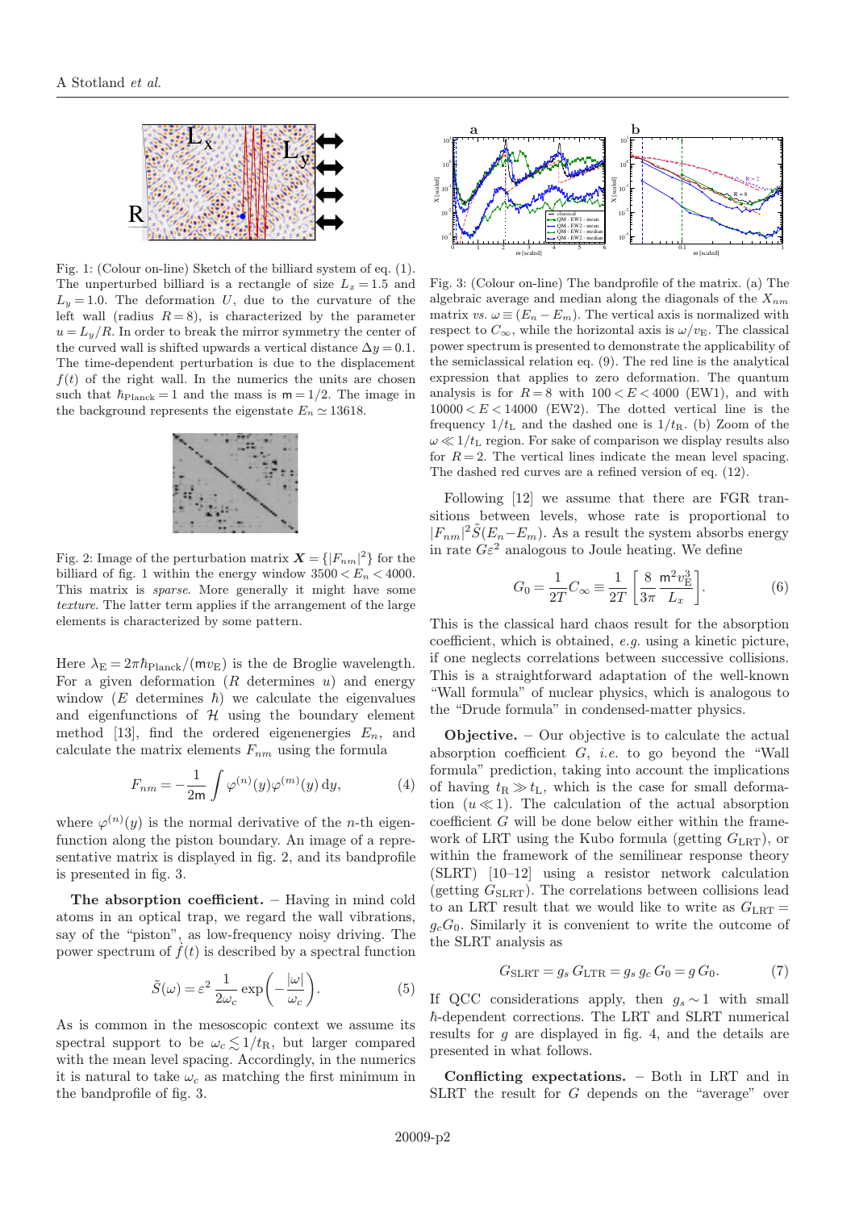Fig. 1: (Colour on-line) Sketch of the billiard system of eq. (1). The unperturbed billiard is a rectangle of size $L_x = 1.5$ and $L_y = 1.0$. The deformation $U$, due to the curvature of the left wall (radius $R = 8$), is characterized by the parameter $u = L_y/R$. In order to break the mirror symmetry the center of the curved wall is shifted upwards a vertical distance $\Delta y = 0.1$. The time-dependent perturbation is due to the displacement $f(t)$ of the right wall. In the numerics the units are chosen such that $\hbar_{\text{Planck}} = 1$ and the mass is $\mathsf{m} = 1/2$. The image in the background represents the eigenstate $E_n \simeq 13618$.

Fig. 2: Image of the perturbation matrix $\boldsymbol{X} = \{|F_{nm}|^2\}$ for the billiard of fig. 1 within the energy window $3500 < E_n < 4000$. This matrix is *sparse*. More generally it might have some *texture*. The latter term applies if the arrangement of the large elements is characterized by some pattern.

Here $\lambda_{\text{E}} = 2\pi\hbar_{\text{Planck}}/(\mathsf{m}v_{\text{E}})$ is the de Broglie wavelength. For a given deformation ($R$ determines $u$) and energy window ($E$ determines $\hbar$) we calculate the eigenvalues and eigenfunctions of $\mathcal{H}$ using the boundary element method [13], find the ordered eigenenergies $E_n$, and calculate the matrix elements $F_{nm}$ using the formula

$$F_{nm} = -\frac{1}{2\mathsf{m}} \int \varphi^{(n)}(y)\varphi^{(m)}(y)\,\mathrm{d}y, \tag{4}$$

where $\varphi^{(n)}(y)$ is the normal derivative of the $n$-th eigenfunction along the piston boundary. An image of a representative matrix is displayed in fig. 2, and its bandprofile is presented in fig. 3.

**The absorption coefficient.** – Having in mind cold atoms in an optical trap, we regard the wall vibrations, say of the "piston", as low-frequency noisy driving. The power spectrum of $\dot{f}(t)$ is described by a spectral function

$$\tilde{S}(\omega) = \varepsilon^2 \, \frac{1}{2\omega_c} \exp\left(-\frac{|\omega|}{\omega_c}\right). \tag{5}$$

As is common in the mesoscopic context we assume its spectral support to be $\omega_c \lesssim 1/t_{\text{R}}$, but larger compared with the mean level spacing. Accordingly, in the numerics it is natural to take $\omega_c$ as matching the first minimum in the bandprofile of fig. 3.

Fig. 3: (Colour on-line) The bandprofile of the matrix. (a) The algebraic average and median along the diagonals of the $X_{nm}$ matrix *vs.* $\omega \equiv (E_n - E_m)$. The vertical axis is normalized with respect to $C_\infty$, while the horizontal axis is $\omega/v_{\text{E}}$. The classical power spectrum is presented to demonstrate the applicability of the semiclassical relation eq. (9). The red line is the analytical expression that applies to zero deformation. The quantum analysis is for $R = 8$ with $100 < E < 4000$ (EW1), and with $10000 < E < 14000$ (EW2). The dotted vertical line is the frequency $1/t_{\text{L}}$ and the dashed one is $1/t_{\text{R}}$. (b) Zoom of the $\omega \ll 1/t_{\text{L}}$ region. For sake of comparison we display results also for $R = 2$. The vertical lines indicate the mean level spacing. The dashed red curves are a refined version of eq. (12).

Following [12] we assume that there are FGR transitions between levels, whose rate is proportional to $|F_{nm}|^2\tilde{S}(E_n - E_m)$. As a result the system absorbs energy in rate $G\varepsilon^2$ analogous to Joule heating. We define

$$G_0 = \frac{1}{2T} C_\infty \equiv \frac{1}{2T}\left[\frac{8}{3\pi}\,\frac{\mathsf{m}^2 v_{\text{E}}^3}{L_x}\right]. \tag{6}$$

This is the classical hard chaos result for the absorption coefficient, which is obtained, *e.g.* using a kinetic picture, if one neglects correlations between successive collisions. This is a straightforward adaptation of the well-known "Wall formula" of nuclear physics, which is analogous to the "Drude formula" in condensed-matter physics.

**Objective.** – Our objective is to calculate the actual absorption coefficient $G$, *i.e.* to go beyond the "Wall formula" prediction, taking into account the implications of having $t_{\text{R}} \gg t_{\text{L}}$, which is the case for small deformation ($u \ll 1$). The calculation of the actual absorption coefficient $G$ will be done below either within the framework of LRT using the Kubo formula (getting $G_{\text{LRT}}$), or within the framework of the semilinear response theory (SLRT) [10–12] using a resistor network calculation (getting $G_{\text{SLRT}}$). The correlations between collisions lead to an LRT result that we would like to write as $G_{\text{LRT}} = g_c G_0$. Similarly it is convenient to write the outcome of the SLRT analysis as

$$G_{\text{SLRT}} = g_s \, G_{\text{LTR}} = g_s \, g_c \, G_0 = g \, G_0. \tag{7}$$

If QCC considerations apply, then $g_s \sim 1$ with small $\hbar$-dependent corrections. The LRT and SLRT numerical results for $g$ are displayed in fig. 4, and the details are presented in what follows.

**Conflicting expectations.** – Both in LRT and in SLRT the result for $G$ depends on the "average" over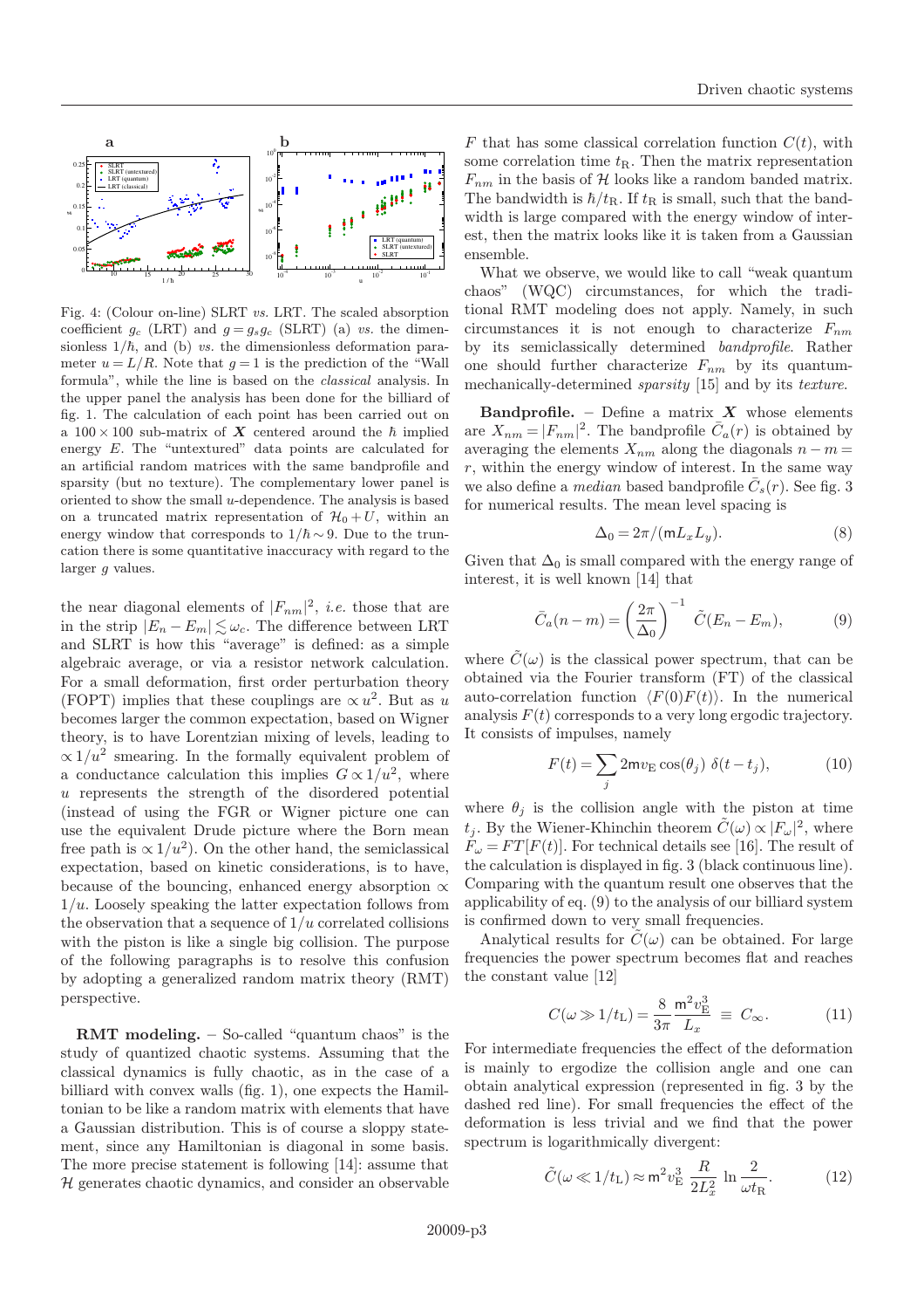Fig. 4: (Colour on-line) SLRT *vs.* LRT. The scaled absorption coefficient $g_c$ (LRT) and $g = g_s g_c$ (SLRT) (a) *vs.* the dimensionless $1/\hbar$, and (b) *vs.* the dimensionless deformation parameter $u = L/R$. Note that $g = 1$ is the prediction of the "Wall formula", while the line is based on the *classical* analysis. In the upper panel the analysis has been done for the billiard of fig. 1. The calculation of each point has been carried out on a $100 \times 100$ sub-matrix of $\boldsymbol{X}$ centered around the $\hbar$ implied energy $E$. The "untextured" data points are calculated for an artificial random matrices with the same bandprofile and sparsity (but no texture). The complementary lower panel is oriented to show the small $u$-dependence. The analysis is based on a truncated matrix representation of $\mathcal{H}_0 + U$, within an energy window that corresponds to $1/\hbar \sim 9$. Due to the truncation there is some quantitative inaccuracy with regard to the larger $g$ values.

the near diagonal elements of $|F_{nm}|^2$, *i.e.* those that are in the strip $|E_n - E_m| \lesssim \omega_c$. The difference between LRT and SLRT is how this "average" is defined: as a simple algebraic average, or via a resistor network calculation. For a small deformation, first order perturbation theory (FOPT) implies that these couplings are $\propto u^2$. But as $u$ becomes larger the common expectation, based on Wigner theory, is to have Lorentzian mixing of levels, leading to $\propto 1/u^2$ smearing. In the formally equivalent problem of a conductance calculation this implies $G \propto 1/u^2$, where $u$ represents the strength of the disordered potential (instead of using the FGR or Wigner picture one can use the equivalent Drude picture where the Born mean free path is $\propto 1/u^2$). On the other hand, the semiclassical expectation, based on kinetic considerations, is to have, because of the bouncing, enhanced energy absorption $\propto 1/u$. Loosely speaking the latter expectation follows from the observation that a sequence of $1/u$ correlated collisions with the piston is like a single big collision. The purpose of the following paragraphs is to resolve this confusion by adopting a generalized random matrix theory (RMT) perspective.

**RMT modeling.** – So-called "quantum chaos" is the study of quantized chaotic systems. Assuming that the classical dynamics is fully chaotic, as in the case of a billiard with convex walls (fig. 1), one expects the Hamiltonian to be like a random matrix with elements that have a Gaussian distribution. This is of course a sloppy statement, since any Hamiltonian is diagonal in some basis. The more precise statement is following [14]: assume that $\mathcal{H}$ generates chaotic dynamics, and consider an observable $F$ that has some classical correlation function $C(t)$, with some correlation time $t_{\mathrm{R}}$. Then the matrix representation $F_{nm}$ in the basis of $\mathcal{H}$ looks like a random banded matrix. The bandwidth is $\hbar/t_{\mathrm{R}}$. If $t_{\mathrm{R}}$ is small, such that the bandwidth is large compared with the energy window of interest, then the matrix looks like it is taken from a Gaussian ensemble.

What we observe, we would like to call "weak quantum chaos" (WQC) circumstances, for which the traditional RMT modeling does not apply. Namely, in such circumstances it is not enough to characterize $F_{nm}$ by its semiclassically determined *bandprofile*. Rather one should further characterize $F_{nm}$ by its quantum-mechanically-determined *sparsity* [15] and by its *texture*.

**Bandprofile.** – Define a matrix $\boldsymbol{X}$ whose elements are $X_{nm} = |F_{nm}|^2$. The bandprofile $\bar{C}_a(r)$ is obtained by averaging the elements $X_{nm}$ along the diagonals $n - m = r$, within the energy window of interest. In the same way we also define a *median* based bandprofile $\bar{C}_s(r)$. See fig. 3 for numerical results. The mean level spacing is

$$\Delta_0 = 2\pi/(\mathsf{m}L_x L_y). \tag{8}$$

Given that $\Delta_0$ is small compared with the energy range of interest, it is well known [14] that

$$\bar{C}_a(n-m) = \left(\frac{2\pi}{\Delta_0}\right)^{-1} \tilde{C}(E_n - E_m), \tag{9}$$

where $\tilde{C}(\omega)$ is the classical power spectrum, that can be obtained via the Fourier transform (FT) of the classical auto-correlation function $\langle F(0)F(t)\rangle$. In the numerical analysis $F(t)$ corresponds to a very long ergodic trajectory. It consists of impulses, namely

$$F(t) = \sum_j 2\mathsf{m}v_{\mathrm{E}} \cos(\theta_j)\ \delta(t - t_j), \tag{10}$$

where $\theta_j$ is the collision angle with the piston at time $t_j$. By the Wiener-Khinchin theorem $\tilde{C}(\omega) \propto |F_\omega|^2$, where $F_\omega = FT[F(t)]$. For technical details see [16]. The result of the calculation is displayed in fig. 3 (black continuous line). Comparing with the quantum result one observes that the applicability of eq. (9) to the analysis of our billiard system is confirmed down to very small frequencies.

Analytical results for $\tilde{C}(\omega)$ can be obtained. For large frequencies the power spectrum becomes flat and reaches the constant value [12]

$$C(\omega \gg 1/t_{\mathrm{L}}) = \frac{8}{3\pi}\frac{\mathsf{m}^2 v_{\mathrm{E}}^3}{L_x} \ \equiv\ C_\infty. \tag{11}$$

For intermediate frequencies the effect of the deformation is mainly to ergodize the collision angle and one can obtain analytical expression (represented in fig. 3 by the dashed red line). For small frequencies the effect of the deformation is less trivial and we find that the power spectrum is logarithmically divergent:

$$\tilde{C}(\omega \ll 1/t_{\mathrm{L}}) \approx \mathsf{m}^2 v_{\mathrm{E}}^3\ \frac{R}{2L_x^2}\ \ln\frac{2}{\omega t_{\mathrm{R}}}. \tag{12}$$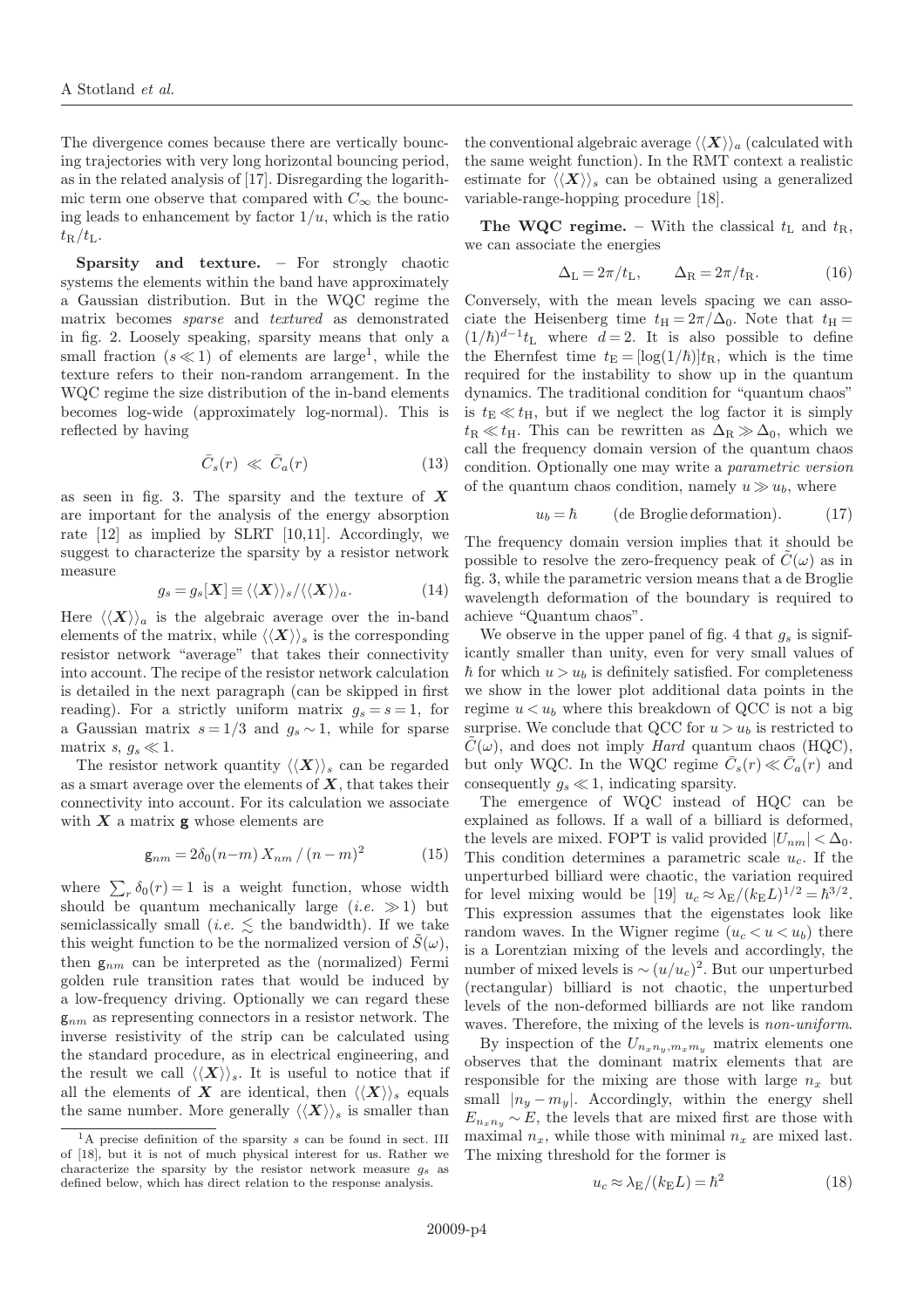The divergence comes because there are vertically bouncing trajectories with very long horizontal bouncing period, as in the related analysis of [17]. Disregarding the logarithmic term one observe that compared with $C_\infty$ the bouncing leads to enhancement by factor $1/u$, which is the ratio $t_R/t_L$.

**Sparsity and texture.** – For strongly chaotic systems the elements within the band have approximately a Gaussian distribution. But in the WQC regime the matrix becomes *sparse* and *textured* as demonstrated in fig. 2. Loosely speaking, sparsity means that only a small fraction ($s \ll 1$) of elements are large[1], while the texture refers to their non-random arrangement. In the WQC regime the size distribution of the in-band elements becomes log-wide (approximately log-normal). This is reflected by having

$$\bar{C}_s(r) \;\ll\; \bar{C}_a(r) \tag{13}$$

as seen in fig. 3. The sparsity and the texture of $\boldsymbol{X}$ are important for the analysis of the energy absorption rate [12] as implied by SLRT [10,11]. Accordingly, we suggest to characterize the sparsity by a resistor network measure

$$g_s = g_s[\boldsymbol{X}] \equiv \langle\langle \boldsymbol{X} \rangle\rangle_s / \langle\langle \boldsymbol{X} \rangle\rangle_a. \tag{14}$$

Here $\langle\langle \boldsymbol{X} \rangle\rangle_a$ is the algebraic average over the in-band elements of the matrix, while $\langle\langle \boldsymbol{X} \rangle\rangle_s$ is the corresponding resistor network "average" that takes their connectivity into account. The recipe of the resistor network calculation is detailed in the next paragraph (can be skipped in first reading). For a strictly uniform matrix $g_s = s = 1$, for a Gaussian matrix $s = 1/3$ and $g_s \sim 1$, while for sparse matrix $s$, $g_s \ll 1$.

The resistor network quantity $\langle\langle \boldsymbol{X} \rangle\rangle_s$ can be regarded as a smart average over the elements of $\boldsymbol{X}$, that takes their connectivity into account. For its calculation we associate with $\boldsymbol{X}$ a matrix $\mathbf{g}$ whose elements are

$$\mathsf{g}_{nm} = 2\delta_0(n-m)\, X_{nm} \,/\, (n-m)^2 \tag{15}$$

where $\sum_r \delta_0(r) = 1$ is a weight function, whose width should be quantum mechanically large (*i.e.* $\gg 1$) but semiclassically small (*i.e.* $\lesssim$ the bandwidth). If we take this weight function to be the normalized version of $\tilde{S}(\omega)$, then $\mathsf{g}_{nm}$ can be interpreted as the (normalized) Fermi golden rule transition rates that would be induced by a low-frequency driving. Optionally we can regard these $\mathsf{g}_{nm}$ as representing connectors in a resistor network. The inverse resistivity of the strip can be calculated using the standard procedure, as in electrical engineering, and the result we call $\langle\langle \boldsymbol{X} \rangle\rangle_s$. It is useful to notice that if all the elements of $\boldsymbol{X}$ are identical, then $\langle\langle \boldsymbol{X} \rangle\rangle_s$ equals the same number. More generally $\langle\langle \boldsymbol{X} \rangle\rangle_s$ is smaller than the conventional algebraic average $\langle\langle \boldsymbol{X} \rangle\rangle_a$ (calculated with the same weight function). In the RMT context a realistic estimate for $\langle\langle \boldsymbol{X} \rangle\rangle_s$ can be obtained using a generalized variable-range-hopping procedure [18].

[1] A precise definition of the sparsity $s$ can be found in sect. III of [18], but it is not of much physical interest for us. Rather we characterize the sparsity by the resistor network measure $g_s$ as defined below, which has direct relation to the response analysis.

**The WQC regime.** – With the classical $t_L$ and $t_R$, we can associate the energies

$$\Delta_L = 2\pi/t_L, \qquad \Delta_R = 2\pi/t_R. \tag{16}$$

Conversely, with the mean levels spacing we can associate the Heisenberg time $t_H = 2\pi/\Delta_0$. Note that $t_H = (1/\hbar)^{d-1} t_L$ where $d = 2$. It is also possible to define the Ehernfest time $t_E = [\log(1/\hbar)] t_R$, which is the time required for the instability to show up in the quantum dynamics. The traditional condition for "quantum chaos" is $t_E \ll t_H$, but if we neglect the log factor it is simply $t_R \ll t_H$. This can be rewritten as $\Delta_R \gg \Delta_0$, which we call the frequency domain version of the quantum chaos condition. Optionally one may write a *parametric version* of the quantum chaos condition, namely $u \gg u_b$, where

$$u_b = \hbar \qquad \text{(de Broglie deformation)}. \tag{17}$$

The frequency domain version implies that it should be possible to resolve the zero-frequency peak of $\tilde{C}(\omega)$ as in fig. 3, while the parametric version means that a de Broglie wavelength deformation of the boundary is required to achieve "Quantum chaos".

We observe in the upper panel of fig. 4 that $g_s$ is significantly smaller than unity, even for very small values of $\hbar$ for which $u > u_b$ is definitely satisfied. For completeness we show in the lower plot additional data points in the regime $u < u_b$ where this breakdown of QCC is not a big surprise. We conclude that QCC for $u > u_b$ is restricted to $\tilde{C}(\omega)$, and does not imply *Hard* quantum chaos (HQC), but only WQC. In the WQC regime $\bar{C}_s(r) \ll \bar{C}_a(r)$ and consequently $g_s \ll 1$, indicating sparsity.

The emergence of WQC instead of HQC can be explained as follows. If a wall of a billiard is deformed, the levels are mixed. FOPT is valid provided $|U_{nm}| < \Delta_0$. This condition determines a parametric scale $u_c$. If the unperturbed billiard were chaotic, the variation required for level mixing would be [19] $u_c \approx \lambda_E/(k_E L)^{1/2} = \hbar^{3/2}$. This expression assumes that the eigenstates look like random waves. In the Wigner regime ($u_c < u < u_b$) there is a Lorentzian mixing of the levels and accordingly, the number of mixed levels is $\sim (u/u_c)^2$. But our unperturbed (rectangular) billiard is not chaotic, the unperturbed levels of the non-deformed billiards are not like random waves. Therefore, the mixing of the levels is *non-uniform*.

By inspection of the $U_{n_x n_y, m_x m_y}$ matrix elements one observes that the dominant matrix elements that are responsible for the mixing are those with large $n_x$ but small $|n_y - m_y|$. Accordingly, within the energy shell $E_{n_x n_y} \sim E$, the levels that are mixed first are those with maximal $n_x$, while those with minimal $n_x$ are mixed last. The mixing threshold for the former is

$$u_c \approx \lambda_E/(k_E L) = \hbar^2 \tag{18}$$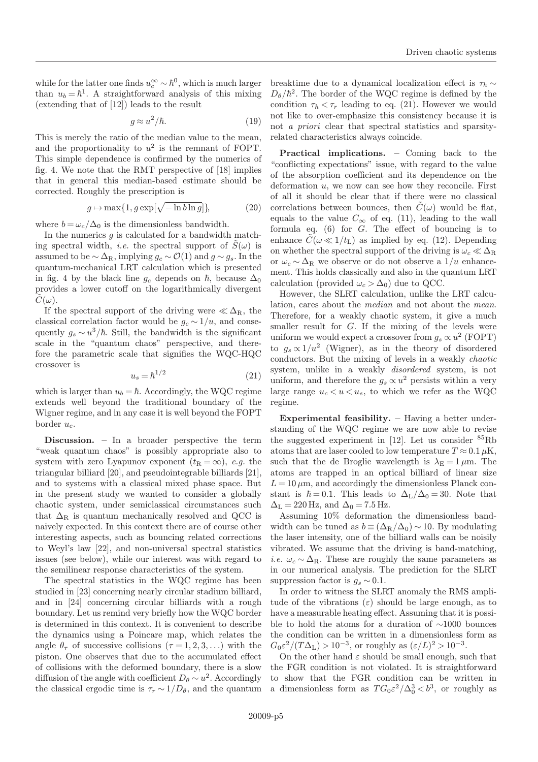while for the latter one finds $u_c^\infty \sim \hbar^0$, which is much larger than $u_b = \hbar^1$. A straightforward analysis of this mixing (extending that of [12]) leads to the result

$$g \approx u^2/\hbar. \tag{19}$$

This is merely the ratio of the median value to the mean, and the proportionality to $u^2$ is the remnant of FOPT. This simple dependence is confirmed by the numerics of fig. 4. We note that the RMT perspective of [18] implies that in general this median-based estimate should be corrected. Roughly the prescription is

$$g \mapsto \max\{1, g\exp[\sqrt{-\ln b \ln g}]\}, \tag{20}$$

where $b = \omega_c/\Delta_0$ is the dimensionless bandwidth.

In the numerics $g$ is calculated for a bandwidth matching spectral width, *i.e.* the spectral support of $\tilde{S}(\omega)$ is assumed to be $\sim \Delta_R$, implying $g_c \sim \mathcal{O}(1)$ and $g \sim g_s$. In the quantum-mechanical LRT calculation which is presented in fig. 4 by the black line $g_c$ depends on $\hbar$, because $\Delta_0$ provides a lower cutoff on the logarithmically divergent $\tilde{C}(\omega)$.

If the spectral support of the driving were $\ll \Delta_R$, the classical correlation factor would be $g_c \sim 1/u$, and consequently $g_s \sim u^3/\hbar$. Still, the bandwidth is the significant scale in the "quantum chaos" perspective, and therefore the parametric scale that signifies the WQC-HQC crossover is

$$u_s = \hbar^{1/2} \tag{21}$$

which is larger than $u_b = \hbar$. Accordingly, the WQC regime extends well beyond the traditional boundary of the Wigner regime, and in any case it is well beyond the FOPT border $u_c$.

**Discussion.** – In a broader perspective the term "weak quantum chaos" is possibly appropriate also to system with zero Lyapunov exponent ($t_R = \infty$), *e.g.* the triangular billiard [20], and pseudointegrable billiards [21], and to systems with a classical mixed phase space. But in the present study we wanted to consider a globally chaotic system, under semiclassical circumstances such that $\Delta_R$ is quantum mechanically resolved and QCC is naively expected. In this context there are of course other interesting aspects, such as bouncing related corrections to Weyl's law [22], and non-universal spectral statistics issues (see below), while our interest was with regard to the semilinear response characteristics of the system.

The spectral statistics in the WQC regime has been studied in [23] concerning nearly circular stadium billiard, and in [24] concerning circular billiards with a rough boundary. Let us remind very briefly how the WQC border is determined in this context. It is convenient to describe the dynamics using a Poincare map, which relates the angle $\theta_\tau$ of successive collisions ($\tau = 1, 2, 3, \ldots$) with the piston. One observes that due to the accumulated effect of collisions with the deformed boundary, there is a slow diffusion of the angle with coefficient $D_\theta \sim u^2$. Accordingly the classical ergodic time is $\tau_r \sim 1/D_\theta$, and the quantum breaktime due to a dynamical localization effect is $\tau_h \sim D_\theta/\hbar^2$. The border of the WQC regime is defined by the condition $\tau_h < \tau_r$ leading to eq. (21). However we would not like to over-emphasize this consistency because it is not *a priori* clear that spectral statistics and sparsity-related characteristics always coincide.

**Practical implications.** – Coming back to the "conflicting expectations" issue, with regard to the value of the absorption coefficient and its dependence on the deformation $u$, we now can see how they reconcile. First of all it should be clear that if there were no classical correlations between bounces, then $\tilde{C}(\omega)$ would be flat, equals to the value $C_\infty$ of eq. (11), leading to the wall formula eq. (6) for $G$. The effect of bouncing is to enhance $\tilde{C}(\omega \ll 1/t_L)$ as implied by eq. (12). Depending on whether the spectral support of the driving is $\omega_c \ll \Delta_R$ or $\omega_c \sim \Delta_R$ we observe or do not observe a $1/u$ enhancement. This holds classically and also in the quantum LRT calculation (provided $\omega_c > \Delta_0$) due to QCC.

However, the SLRT calculation, unlike the LRT calculation, cares about the *median* and not about the *mean*. Therefore, for a weakly chaotic system, it give a much smaller result for $G$. If the mixing of the levels were uniform we would expect a crossover from $g_s \propto u^2$ (FOPT) to $g_s \propto 1/u^2$ (Wigner), as in the theory of disordered conductors. But the mixing of levels in a weakly *chaotic* system, unlike in a weakly *disordered* system, is not uniform, and therefore the $g_s \propto u^2$ persists within a very large range $u_c < u < u_s$, to which we refer as the WQC regime.

**Experimental feasibility.** – Having a better understanding of the WQC regime we are now able to revise the suggested experiment in [12]. Let us consider $^{85}$Rb atoms that are laser cooled to low temperature $T \approx 0.1\,\mu$K, such that the de Broglie wavelength is $\lambda_E = 1\,\mu$m. The atoms are trapped in an optical billiard of linear size $L = 10\,\mu$m, and accordingly the dimensionless Planck constant is $\hbar = 0.1$. This leads to $\Delta_L/\Delta_0 = 30$. Note that $\Delta_L = 220$ Hz, and $\Delta_0 = 7.5$ Hz.

Assuming 10% deformation the dimensionless bandwidth can be tuned as $b \equiv (\Delta_R/\Delta_0) \sim 10$. By modulating the laser intensity, one of the billiard walls can be noisily vibrated. We assume that the driving is band-matching, *i.e.* $\omega_c \sim \Delta_R$. These are roughly the same parameters as in our numerical analysis. The prediction for the SLRT suppression factor is $g_s \sim 0.1$.

In order to witness the SLRT anomaly the RMS amplitude of the vibrations ($\varepsilon$) should be large enough, as to have a measurable heating effect. Assuming that it is possible to hold the atoms for a duration of $\sim$1000 bounces the condition can be written in a dimensionless form as $G_0\varepsilon^2/(T\Delta_L) > 10^{-3}$, or roughly as $(\varepsilon/L)^2 > 10^{-3}$.

On the other hand $\varepsilon$ should be small enough, such that the FGR condition is not violated. It is straightforward to show that the FGR condition can be written in a dimensionless form as $TG_0\varepsilon^2/\Delta_0^3 < b^3$, or roughly as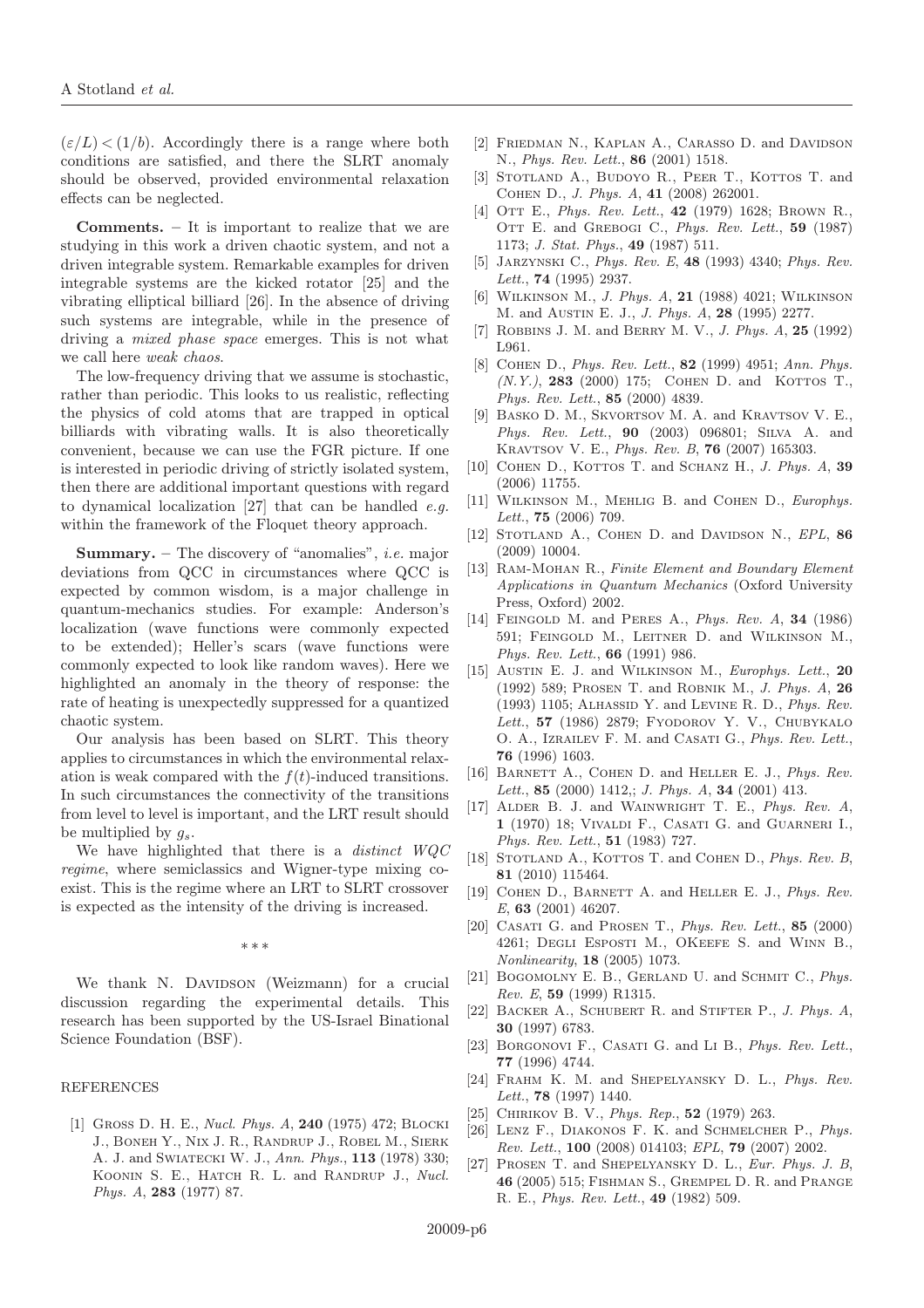$(\varepsilon/L) < (1/b)$. Accordingly there is a range where both conditions are satisfied, and there the SLRT anomaly should be observed, provided environmental relaxation effects can be neglected.

**Comments.** – It is important to realize that we are studying in this work a driven chaotic system, and not a driven integrable system. Remarkable examples for driven integrable systems are the kicked rotator [25] and the vibrating elliptical billiard [26]. In the absence of driving such systems are integrable, while in the presence of driving a *mixed phase space* emerges. This is not what we call here *weak chaos*.

The low-frequency driving that we assume is stochastic, rather than periodic. This looks to us realistic, reflecting the physics of cold atoms that are trapped in optical billiards with vibrating walls. It is also theoretically convenient, because we can use the FGR picture. If one is interested in periodic driving of strictly isolated system, then there are additional important questions with regard to dynamical localization [27] that can be handled *e.g.* within the framework of the Floquet theory approach.

**Summary.** – The discovery of "anomalies", *i.e.* major deviations from QCC in circumstances where QCC is expected by common wisdom, is a major challenge in quantum-mechanics studies. For example: Anderson's localization (wave functions were commonly expected to be extended); Heller's scars (wave functions were commonly expected to look like random waves). Here we highlighted an anomaly in the theory of response: the rate of heating is unexpectedly suppressed for a quantized chaotic system.

Our analysis has been based on SLRT. This theory applies to circumstances in which the environmental relaxation is weak compared with the $f(t)$-induced transitions. In such circumstances the connectivity of the transitions from level to level is important, and the LRT result should be multiplied by $g_s$.

We have highlighted that there is a *distinct WQC regime*, where semiclassics and Wigner-type mixing coexist. This is the regime where an LRT to SLRT crossover is expected as the intensity of the driving is increased.

\* \* \*

We thank N. Davidson (Weizmann) for a crucial discussion regarding the experimental details. This research has been supported by the US-Israel Binational Science Foundation (BSF).

## REFERENCES

[1] Gross D. H. E., *Nucl. Phys. A*, **240** (1975) 472; Blocki J., Boneh Y., Nix J. R., Randrup J., Robel M., Sierk A. J. and Swiatecki W. J., *Ann. Phys.*, **113** (1978) 330; Koonin S. E., Hatch R. L. and Randrup J., *Nucl. Phys. A*, **283** (1977) 87.

[2] Friedman N., Kaplan A., Carasso D. and Davidson N., *Phys. Rev. Lett.*, **86** (2001) 1518.

[3] Stotland A., Budoyo R., Peer T., Kottos T. and Cohen D., *J. Phys. A*, **41** (2008) 262001.

[4] Ott E., *Phys. Rev. Lett.*, **42** (1979) 1628; Brown R., Ott E. and Grebogi C., *Phys. Rev. Lett.*, **59** (1987) 1173; *J. Stat. Phys.*, **49** (1987) 511.

[5] Jarzynski C., *Phys. Rev. E*, **48** (1993) 4340; *Phys. Rev. Lett.*, **74** (1995) 2937.

[6] Wilkinson M., *J. Phys. A*, **21** (1988) 4021; Wilkinson M. and Austin E. J., *J. Phys. A*, **28** (1995) 2277.

[7] Robbins J. M. and Berry M. V., *J. Phys. A*, **25** (1992) L961.

[8] Cohen D., *Phys. Rev. Lett.*, **82** (1999) 4951; *Ann. Phys. (N.Y.)*, **283** (2000) 175; Cohen D. and Kottos T., *Phys. Rev. Lett.*, **85** (2000) 4839.

[9] Basko D. M., Skvortsov M. A. and Kravtsov V. E., *Phys. Rev. Lett.*, **90** (2003) 096801; Silva A. and Kravtsov V. E., *Phys. Rev. B*, **76** (2007) 165303.

[10] Cohen D., Kottos T. and Schanz H., *J. Phys. A*, **39** (2006) 11755.

[11] Wilkinson M., Mehlig B. and Cohen D., *Europhys. Lett.*, **75** (2006) 709.

[12] Stotland A., Cohen D. and Davidson N., *EPL*, **86** (2009) 10004.

[13] Ram-Mohan R., *Finite Element and Boundary Element Applications in Quantum Mechanics* (Oxford University Press, Oxford) 2002.

[14] Feingold M. and Peres A., *Phys. Rev. A*, **34** (1986) 591; Feingold M., Leitner D. and Wilkinson M., *Phys. Rev. Lett.*, **66** (1991) 986.

[15] Austin E. J. and Wilkinson M., *Europhys. Lett.*, **20** (1992) 589; Prosen T. and Robnik M., *J. Phys. A*, **26** (1993) 1105; Alhassid Y. and Levine R. D., *Phys. Rev. Lett.*, **57** (1986) 2879; Fyodorov Y. V., Chubykalo O. A., Izrailev F. M. and Casati G., *Phys. Rev. Lett.*, **76** (1996) 1603.

[16] Barnett A., Cohen D. and Heller E. J., *Phys. Rev. Lett.*, **85** (2000) 1412,; *J. Phys. A*, **34** (2001) 413.

[17] Alder B. J. and Wainwright T. E., *Phys. Rev. A*, **1** (1970) 18; Vivaldi F., Casati G. and Guarneri I., *Phys. Rev. Lett.*, **51** (1983) 727.

[18] Stotland A., Kottos T. and Cohen D., *Phys. Rev. B*, **81** (2010) 115464.

[19] Cohen D., Barnett A. and Heller E. J., *Phys. Rev. E*, **63** (2001) 46207.

[20] Casati G. and Prosen T., *Phys. Rev. Lett.*, **85** (2000) 4261; Degli Esposti M., OKeefe S. and Winn B., *Nonlinearity*, **18** (2005) 1073.

[21] Bogomolny E. B., Gerland U. and Schmit C., *Phys. Rev. E*, **59** (1999) R1315.

[22] Backer A., Schubert R. and Stifter P., *J. Phys. A*, **30** (1997) 6783.

[23] Borgonovi F., Casati G. and Li B., *Phys. Rev. Lett.*, **77** (1996) 4744.

[24] Frahm K. M. and Shepelyansky D. L., *Phys. Rev. Lett.*, **78** (1997) 1440.

[25] Chirikov B. V., *Phys. Rep.*, **52** (1979) 263.

[26] Lenz F., Diakonos F. K. and Schmelcher P., *Phys. Rev. Lett.*, **100** (2008) 014103; *EPL*, **79** (2007) 2002.

[27] Prosen T. and Shepelyansky D. L., *Eur. Phys. J. B*, **46** (2005) 515; Fishman S., Grempel D. R. and Prange R. E., *Phys. Rev. Lett.*, **49** (1982) 509.